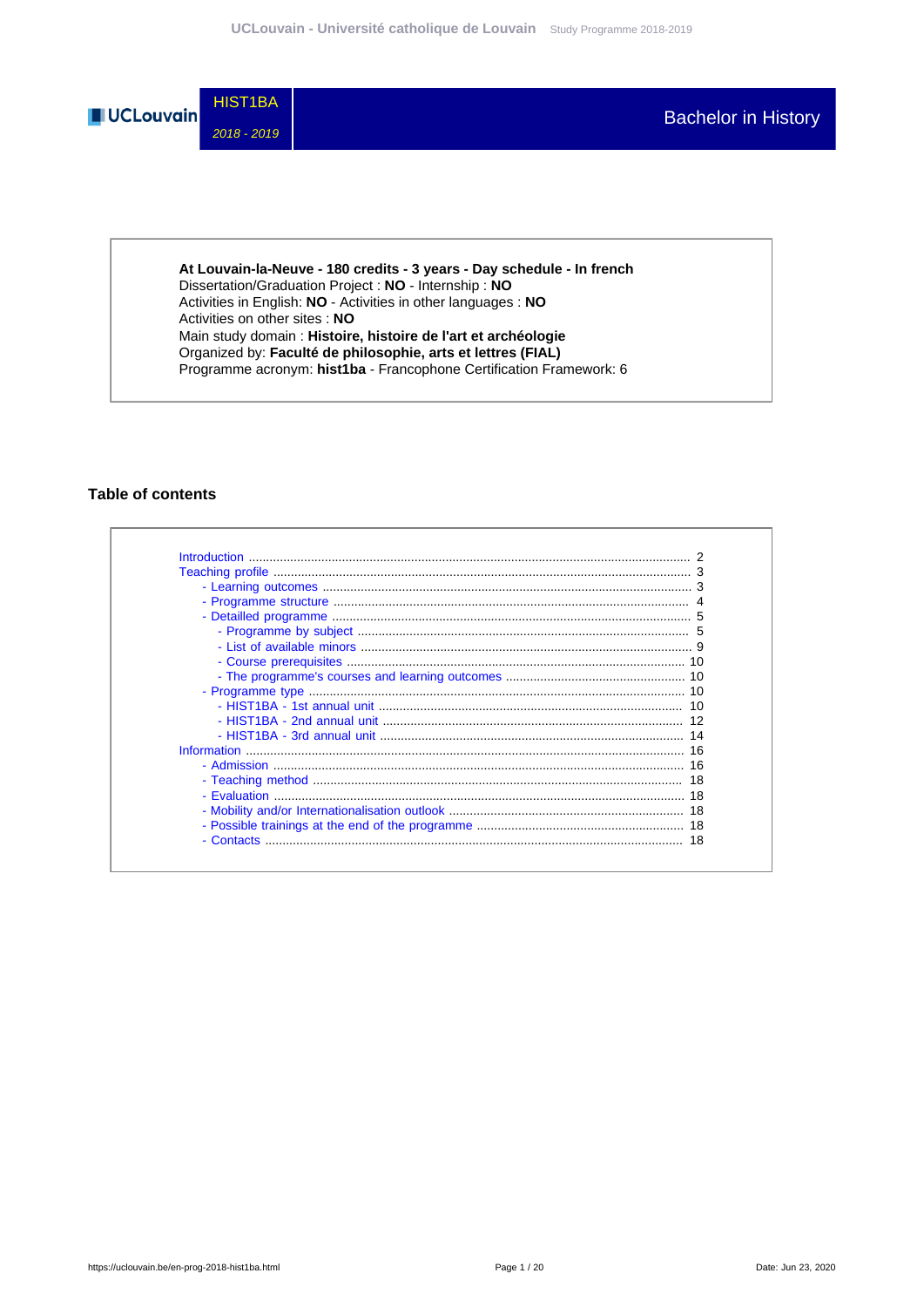# HIST1BA

*2018 - 2019*

# Bachelor in History

**At Louvain-la-Neuve - 180 credits - 3 years - Day schedule - In french**
Dissertation/Graduation Project : **NO** - Internship : **NO**
Activities in English: **NO** - Activities in other languages : **NO**
Activities on other sites : **NO**
Main study domain : **Histoire, histoire de l'art et archéologie**
Organized by: **Faculté de philosophie, arts et lettres (FIAL)**
Programme acronym: **hist1ba** - Francophone Certification Framework: 6

## Table of contents

- Introduction ..... 2
- Teaching profile ..... 3
  - Learning outcomes ..... 3
  - Programme structure ..... 4
  - Detailled programme ..... 5
    - Programme by subject ..... 5
    - List of available minors ..... 9
    - Course prerequisites ..... 10
    - The programme's courses and learning outcomes ..... 10
  - Programme type ..... 10
    - HIST1BA - 1st annual unit ..... 10
    - HIST1BA - 2nd annual unit ..... 12
    - HIST1BA - 3rd annual unit ..... 14
- Information ..... 16
  - Admission ..... 16
  - Teaching method ..... 18
  - Evaluation ..... 18
  - Mobility and/or Internationalisation outlook ..... 18
  - Possible trainings at the end of the programme ..... 18
  - Contacts ..... 18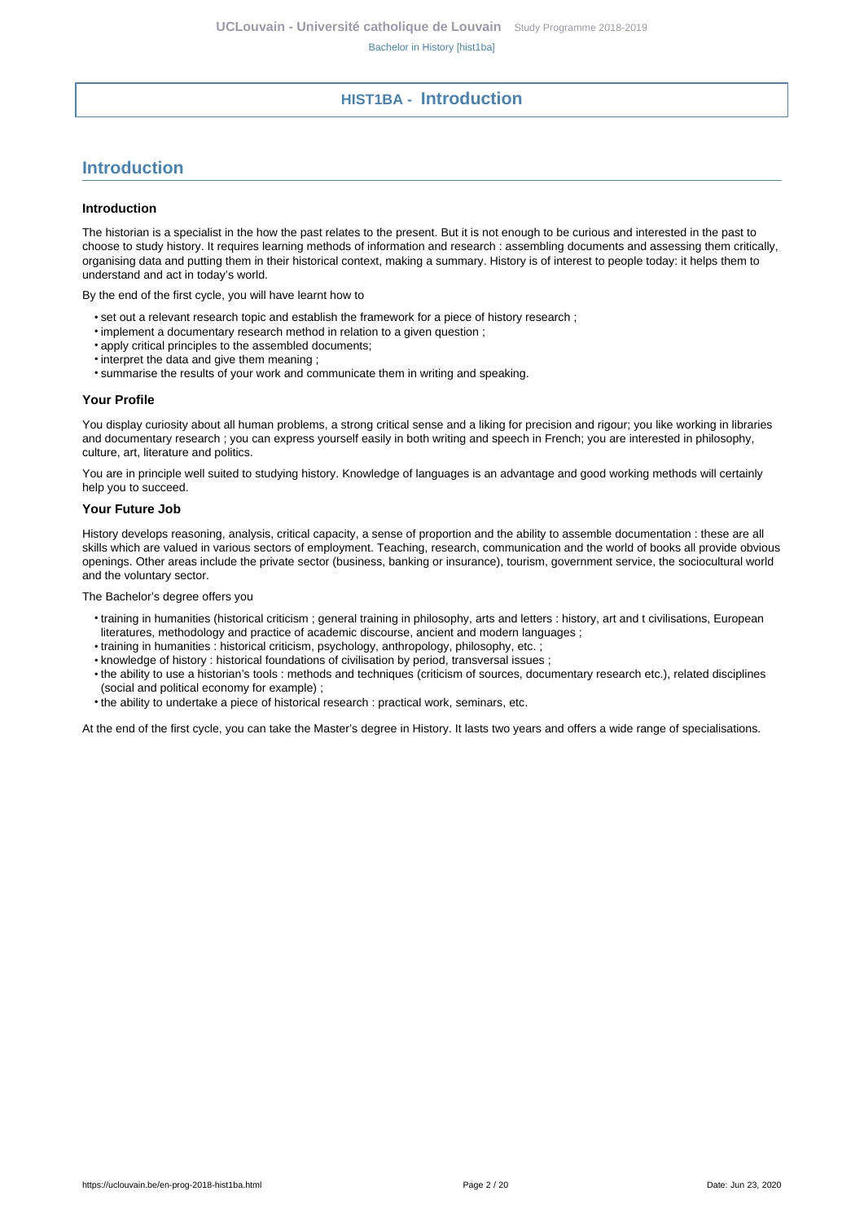# HIST1BA - Introduction

## Introduction

### Introduction

The historian is a specialist in the how the past relates to the present. But it is not enough to be curious and interested in the past to choose to study history. It requires learning methods of information and research : assembling documents and assessing them critically, organising data and putting them in their historical context, making a summary. History is of interest to people today: it helps them to understand and act in today's world.

By the end of the first cycle, you will have learnt how to

- set out a relevant research topic and establish the framework for a piece of history research ;
- implement a documentary research method in relation to a given question ;
- apply critical principles to the assembled documents;
- interpret the data and give them meaning ;
- summarise the results of your work and communicate them in writing and speaking.

### Your Profile

You display curiosity about all human problems, a strong critical sense and a liking for precision and rigour; you like working in libraries and documentary research ; you can express yourself easily in both writing and speech in French; you are interested in philosophy, culture, art, literature and politics.

You are in principle well suited to studying history. Knowledge of languages is an advantage and good working methods will certainly help you to succeed.

### Your Future Job

History develops reasoning, analysis, critical capacity, a sense of proportion and the ability to assemble documentation : these are all skills which are valued in various sectors of employment. Teaching, research, communication and the world of books all provide obvious openings. Other areas include the private sector (business, banking or insurance), tourism, government service, the sociocultural world and the voluntary sector.

The Bachelor's degree offers you

- training in humanities (historical criticism ; general training in philosophy, arts and letters : history, art and t civilisations, European literatures, methodology and practice of academic discourse, ancient and modern languages ;
- training in humanities : historical criticism, psychology, anthropology, philosophy, etc. ;
- knowledge of history : historical foundations of civilisation by period, transversal issues ;
- the ability to use a historian's tools : methods and techniques (criticism of sources, documentary research etc.), related disciplines (social and political economy for example) ;
- the ability to undertake a piece of historical research : practical work, seminars, etc.

At the end of the first cycle, you can take the Master's degree in History. It lasts two years and offers a wide range of specialisations.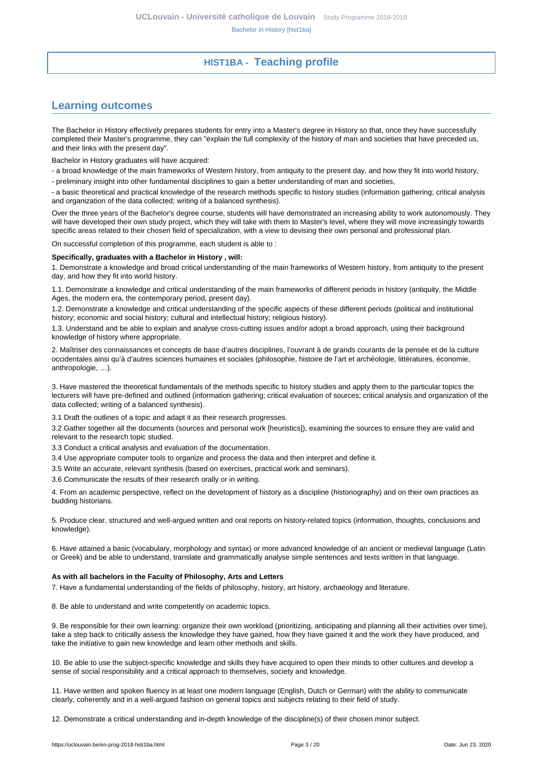## HIST1BA - Teaching profile

## Learning outcomes

The Bachelor in History effectively prepares students for entry into a Master's degree in History so that, once they have successfully completed their Master's programme, they can "explain the full complexity of the history of man and societies that have preceded us, and their links with the present day".

Bachelor in History graduates will have acquired:

- a broad knowledge of the main frameworks of Western history, from antiquity to the present day, and how they fit into world history,

- preliminary insight into other fundamental disciplines to gain a better understanding of man and societies,

- a basic theoretical and practical knowledge of the research methods specific to history studies (information gathering; critical analysis and organization of the data collected; writing of a balanced synthesis).

Over the three years of the Bachelor's degree course, students will have demonstrated an increasing ability to work autonomously. They will have developed their own study project, which they will take with them to Master's level, where they will move increasingly towards specific areas related to their chosen field of specialization, with a view to devising their own personal and professional plan.

On successful completion of this programme, each student is able to :

**Specifically, graduates with a Bachelor in History , will:**

1. Demonstrate a knowledge and broad critical understanding of the main frameworks of Western history, from antiquity to the present day, and how they fit into world history.

1.1. Demonstrate a knowledge and critical understanding of the main frameworks of different periods in history (antiquity, the Middle Ages, the modern era, the contemporary period, present day).

1.2. Demonstrate a knowledge and critical understanding of the specific aspects of these different periods (political and institutional history; economic and social history; cultural and intellectual history; religious history).

1.3. Understand and be able to explain and analyse cross-cutting issues and/or adopt a broad approach, using their background knowledge of history where appropriate.

2. Maîtriser des connaissances et concepts de base d'autres disciplines, l'ouvrant à de grands courants de la pensée et de la culture occidentales ainsi qu'à d'autres sciences humaines et sociales (philosophie, histoire de l'art et archéologie, littératures, économie, anthropologie, …).

3. Have mastered the theoretical fundamentals of the methods specific to history studies and apply them to the particular topics the lecturers will have pre-defined and outlined (information gathering; critical evaluation of sources; critical analysis and organization of the data collected; writing of a balanced synthesis).

3.1 Draft the outlines of a topic and adapt it as their research progresses.

3.2 Gather together all the documents (sources and personal work [heuristics]), examining the sources to ensure they are valid and relevant to the research topic studied.

3.3 Conduct a critical analysis and evaluation of the documentation.

3.4 Use appropriate computer tools to organize and process the data and then interpret and define it.

3.5 Write an accurate, relevant synthesis (based on exercises, practical work and seminars).

3.6 Communicate the results of their research orally or in writing.

4. From an academic perspective, reflect on the development of history as a discipline (historiography) and on their own practices as budding historians.

5. Produce clear, structured and well-argued written and oral reports on history-related topics (information, thoughts, conclusions and knowledge).

6. Have attained a basic (vocabulary, morphology and syntax) or more advanced knowledge of an ancient or medieval language (Latin or Greek) and be able to understand, translate and grammatically analyse simple sentences and texts written in that language.

**As with all bachelors in the Faculty of Philosophy, Arts and Letters**

7. Have a fundamental understanding of the fields of philosophy, history, art history, archaeology and literature.

8. Be able to understand and write competently on academic topics.

9. Be responsible for their own learning: organize their own workload (prioritizing, anticipating and planning all their activities over time), take a step back to critically assess the knowledge they have gained, how they have gained it and the work they have produced, and take the initiative to gain new knowledge and learn other methods and skills.

10. Be able to use the subject-specific knowledge and skills they have acquired to open their minds to other cultures and develop a sense of social responsibility and a critical approach to themselves, society and knowledge.

11. Have written and spoken fluency in at least one modern language (English, Dutch or German) with the ability to communicate clearly, coherently and in a well-argued fashion on general topics and subjects relating to their field of study.

12. Demonstrate a critical understanding and in-depth knowledge of the discipline(s) of their chosen minor subject.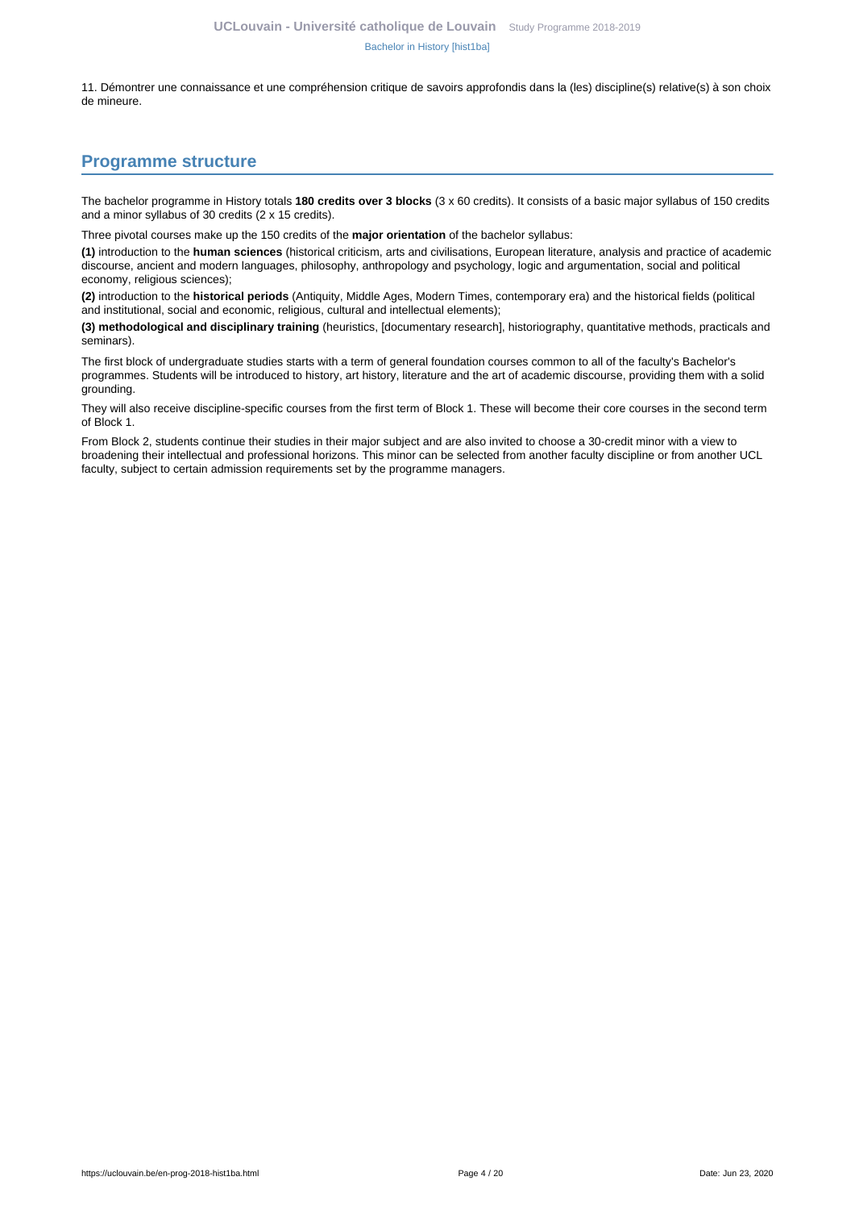11. Démontrer une connaissance et une compréhension critique de savoirs approfondis dans la (les) discipline(s) relative(s) à son choix de mineure.

## Programme structure

The bachelor programme in History totals **180 credits over 3 blocks** (3 x 60 credits). It consists of a basic major syllabus of 150 credits and a minor syllabus of 30 credits (2 x 15 credits).

Three pivotal courses make up the 150 credits of the **major orientation** of the bachelor syllabus:

**(1)** introduction to the **human sciences** (historical criticism, arts and civilisations, European literature, analysis and practice of academic discourse, ancient and modern languages, philosophy, anthropology and psychology, logic and argumentation, social and political economy, religious sciences);

**(2)** introduction to the **historical periods** (Antiquity, Middle Ages, Modern Times, contemporary era) and the historical fields (political and institutional, social and economic, religious, cultural and intellectual elements);

**(3) methodological and disciplinary training** (heuristics, [documentary research], historiography, quantitative methods, practicals and seminars).

The first block of undergraduate studies starts with a term of general foundation courses common to all of the faculty's Bachelor's programmes. Students will be introduced to history, art history, literature and the art of academic discourse, providing them with a solid grounding.

They will also receive discipline-specific courses from the first term of Block 1. These will become their core courses in the second term of Block 1.

From Block 2, students continue their studies in their major subject and are also invited to choose a 30-credit minor with a view to broadening their intellectual and professional horizons. This minor can be selected from another faculty discipline or from another UCL faculty, subject to certain admission requirements set by the programme managers.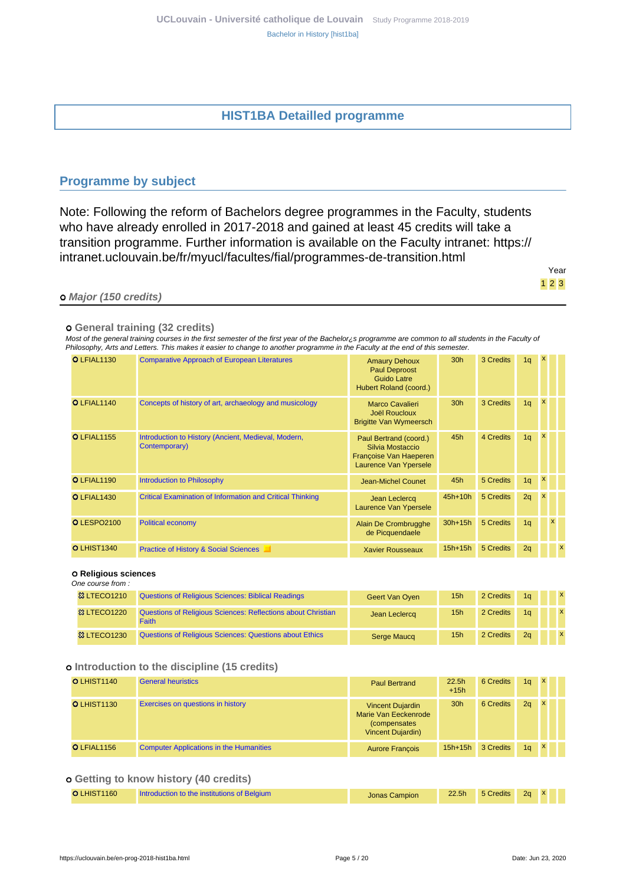# HIST1BA Detailled programme

## Programme by subject

Note: Following the reform of Bachelors degree programmes in the Faculty, students who have already enrolled in 2017-2018 and gained at least 45 credits will take a transition programme. Further information is available on the Faculty intranet: https://intranet.uclouvain.be/fr/myucl/facultes/fial/programmes-de-transition.html

### Major (150 credits)

#### General training (32 credits)

*Most of the general training courses in the first semester of the first year of the Bachelor¿s programme are common to all students in the Faculty of Philosophy, Arts and Letters. This makes it easier to change to another programme in the Faculty at the end of this semester.*

| Code | Course | Teachers | Hours | Credits | Quadrimester | Year 1 | Year 2 | Year 3 |
|---|---|---|---|---|---|---|---|---|
| LFIAL1130 | Comparative Approach of European Literatures | Amaury Dehoux, Paul Deproost, Guido Latre, Hubert Roland (coord.) | 30h | 3 Credits | 1q | x | | |
| LFIAL1140 | Concepts of history of art, archaeology and musicology | Marco Cavalieri, Joël Roucloux, Brigitte Van Wymeersch | 30h | 3 Credits | 1q | x | | |
| LFIAL1155 | Introduction to History (Ancient, Medieval, Modern, Contemporary) | Paul Bertrand (coord.), Silvia Mostaccio, Françoise Van Haeperen, Laurence Van Ypersele | 45h | 4 Credits | 1q | x | | |
| LFIAL1190 | Introduction to Philosophy | Jean-Michel Counet | 45h | 5 Credits | 1q | x | | |
| LFIAL1430 | Critical Examination of Information and Critical Thinking | Jean Leclercq, Laurence Van Ypersele | 45h+10h | 5 Credits | 2q | x | | |
| LESPO2100 | Political economy | Alain De Crombrugghe de Picquendaele | 30h+15h | 5 Credits | 1q | | x | |
| LHIST1340 | Practice of History & Social Sciences | Xavier Rousseaux | 15h+15h | 5 Credits | 2q | | | x |

##### Religious sciences

One course from :

| Code | Course | Teachers | Hours | Credits | Quadrimester | Year 1 | Year 2 | Year 3 |
|---|---|---|---|---|---|---|---|---|
| LTECO1210 | Questions of Religious Sciences: Biblical Readings | Geert Van Oyen | 15h | 2 Credits | 1q | | | x |
| LTECO1220 | Questions of Religious Sciences: Reflections about Christian Faith | Jean Leclercq | 15h | 2 Credits | 1q | | | x |
| LTECO1230 | Questions of Religious Sciences: Questions about Ethics | Serge Maucq | 15h | 2 Credits | 2q | | | x |

#### Introduction to the discipline (15 credits)

| Code | Course | Teachers | Hours | Credits | Quadrimester | Year 1 | Year 2 | Year 3 |
|---|---|---|---|---|---|---|---|---|
| LHIST1140 | General heuristics | Paul Bertrand | 22.5h +15h | 6 Credits | 1q | x | | |
| LHIST1130 | Exercises on questions in history | Vincent Dujardin, Marie Van Eeckenrode (compensates Vincent Dujardin) | 30h | 6 Credits | 2q | x | | |
| LFIAL1156 | Computer Applications in the Humanities | Aurore François | 15h+15h | 3 Credits | 1q | x | | |

#### Getting to know history (40 credits)

| Code | Course | Teachers | Hours | Credits | Quadrimester | Year 1 | Year 2 | Year 3 |
|---|---|---|---|---|---|---|---|---|
| LHIST1160 | Introduction to the institutions of Belgium | Jonas Campion | 22.5h | 5 Credits | 2q | x | | |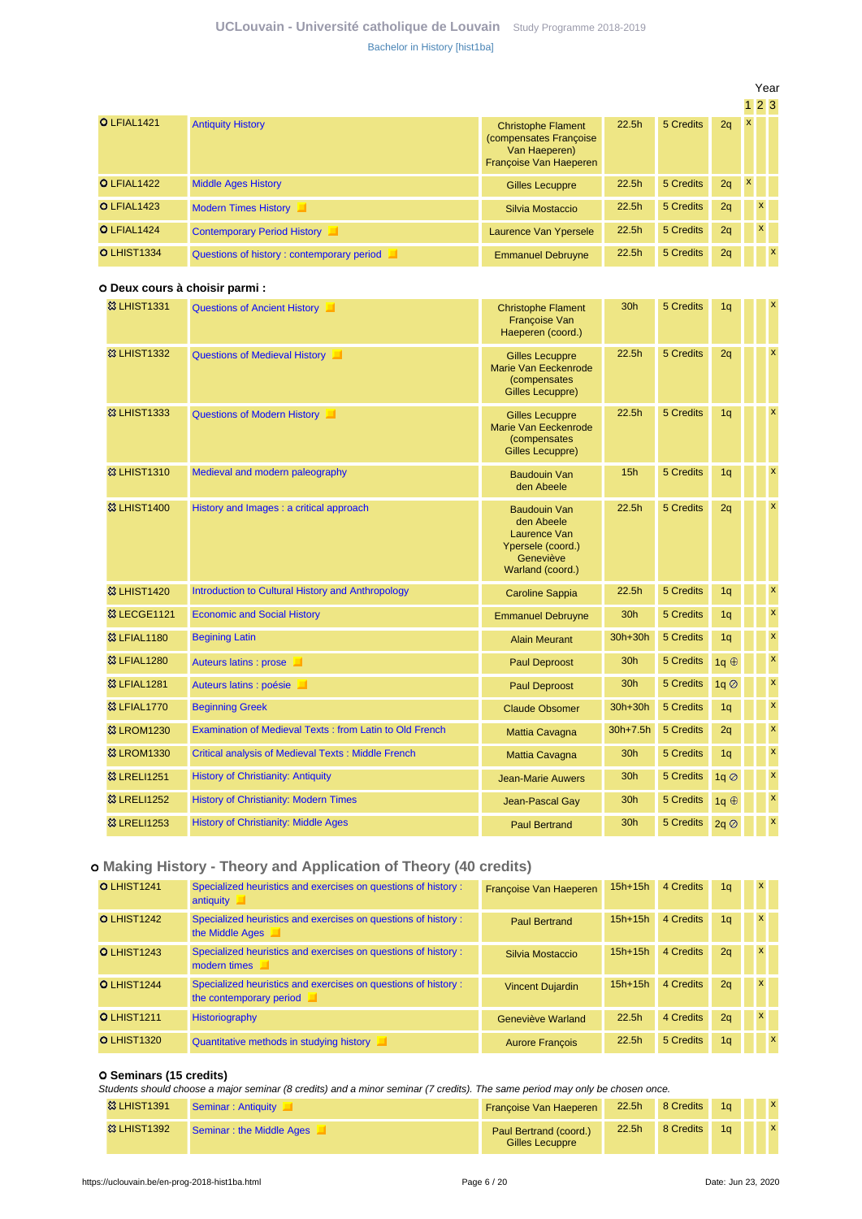| | | | | | | Year 1 | 2 | 3 |
|---|---|---|---|---|---|---|---|---|
| LFIAL1421 | Antiquity History | Christophe Flament (compensates Françoise Van Haeperen) Françoise Van Haeperen | 22.5h | 5 Credits | 2q | x | | |
| LFIAL1422 | Middle Ages History | Gilles Lecuppre | 22.5h | 5 Credits | 2q | x | | |
| LFIAL1423 | Modern Times History | Silvia Mostaccio | 22.5h | 5 Credits | 2q | | x | |
| LFIAL1424 | Contemporary Period History | Laurence Van Ypersele | 22.5h | 5 Credits | 2q | | x | |
| LHIST1334 | Questions of history : contemporary period | Emmanuel Debruyne | 22.5h | 5 Credits | 2q | | | x |

### Deux cours à choisir parmi :

| | | | | | | 1 | 2 | 3 |
|---|---|---|---|---|---|---|---|---|
| LHIST1331 | Questions of Ancient History | Christophe Flament Françoise Van Haeperen (coord.) | 30h | 5 Credits | 1q | | | x |
| LHIST1332 | Questions of Medieval History | Gilles Lecuppre Marie Van Eeckenrode (compensates Gilles Lecuppre) | 22.5h | 5 Credits | 2q | | | x |
| LHIST1333 | Questions of Modern History | Gilles Lecuppre Marie Van Eeckenrode (compensates Gilles Lecuppre) | 22.5h | 5 Credits | 1q | | | x |
| LHIST1310 | Medieval and modern paleography | Baudouin Van den Abeele | 15h | 5 Credits | 1q | | | x |
| LHIST1400 | History and Images : a critical approach | Baudouin Van den Abeele Laurence Van Ypersele (coord.) Geneviève Warland (coord.) | 22.5h | 5 Credits | 2q | | | x |
| LHIST1420 | Introduction to Cultural History and Anthropology | Caroline Sappia | 22.5h | 5 Credits | 1q | | | x |
| LECGE1121 | Economic and Social History | Emmanuel Debruyne | 30h | 5 Credits | 1q | | | x |
| LFIAL1180 | Begining Latin | Alain Meurant | 30h+30h | 5 Credits | 1q | | | x |
| LFIAL1280 | Auteurs latins : prose | Paul Deproost | 30h | 5 Credits | 1q ⊕ | | | x |
| LFIAL1281 | Auteurs latins : poésie | Paul Deproost | 30h | 5 Credits | 1q ⊘ | | | x |
| LFIAL1770 | Beginning Greek | Claude Obsomer | 30h+30h | 5 Credits | 1q | | | x |
| LROM1230 | Examination of Medieval Texts : from Latin to Old French | Mattia Cavagna | 30h+7.5h | 5 Credits | 2q | | | x |
| LROM1330 | Critical analysis of Medieval Texts : Middle French | Mattia Cavagna | 30h | 5 Credits | 1q | | | x |
| LRELI1251 | History of Christianity: Antiquity | Jean-Marie Auwers | 30h | 5 Credits | 1q ⊘ | | | x |
| LRELI1252 | History of Christianity: Modern Times | Jean-Pascal Gay | 30h | 5 Credits | 1q ⊕ | | | x |
| LRELI1253 | History of Christianity: Middle Ages | Paul Bertrand | 30h | 5 Credits | 2q ⊘ | | | x |

## Making History - Theory and Application of Theory (40 credits)

| | | | | | | 1 | 2 | 3 |
|---|---|---|---|---|---|---|---|---|
| LHIST1241 | Specialized heuristics and exercises on questions of history : antiquity | Françoise Van Haeperen | 15h+15h | 4 Credits | 1q | | x | |
| LHIST1242 | Specialized heuristics and exercises on questions of history : the Middle Ages | Paul Bertrand | 15h+15h | 4 Credits | 1q | | x | |
| LHIST1243 | Specialized heuristics and exercises on questions of history : modern times | Silvia Mostaccio | 15h+15h | 4 Credits | 2q | | x | |
| LHIST1244 | Specialized heuristics and exercises on questions of history : the contemporary period | Vincent Dujardin | 15h+15h | 4 Credits | 2q | | x | |
| LHIST1211 | Historiography | Geneviève Warland | 22.5h | 4 Credits | 2q | | x | |
| LHIST1320 | Quantitative methods in studying history | Aurore François | 22.5h | 5 Credits | 1q | | | x |

### Seminars (15 credits)

*Students should choose a major seminar (8 credits) and a minor seminar (7 credits). The same period may only be chosen once.*

| | | | | | | 1 | 2 | 3 |
|---|---|---|---|---|---|---|---|---|
| LHIST1391 | Seminar : Antiquity | Françoise Van Haeperen | 22.5h | 8 Credits | 1q | | | x |
| LHIST1392 | Seminar : the Middle Ages | Paul Bertrand (coord.) Gilles Lecuppre | 22.5h | 8 Credits | 1q | | | x |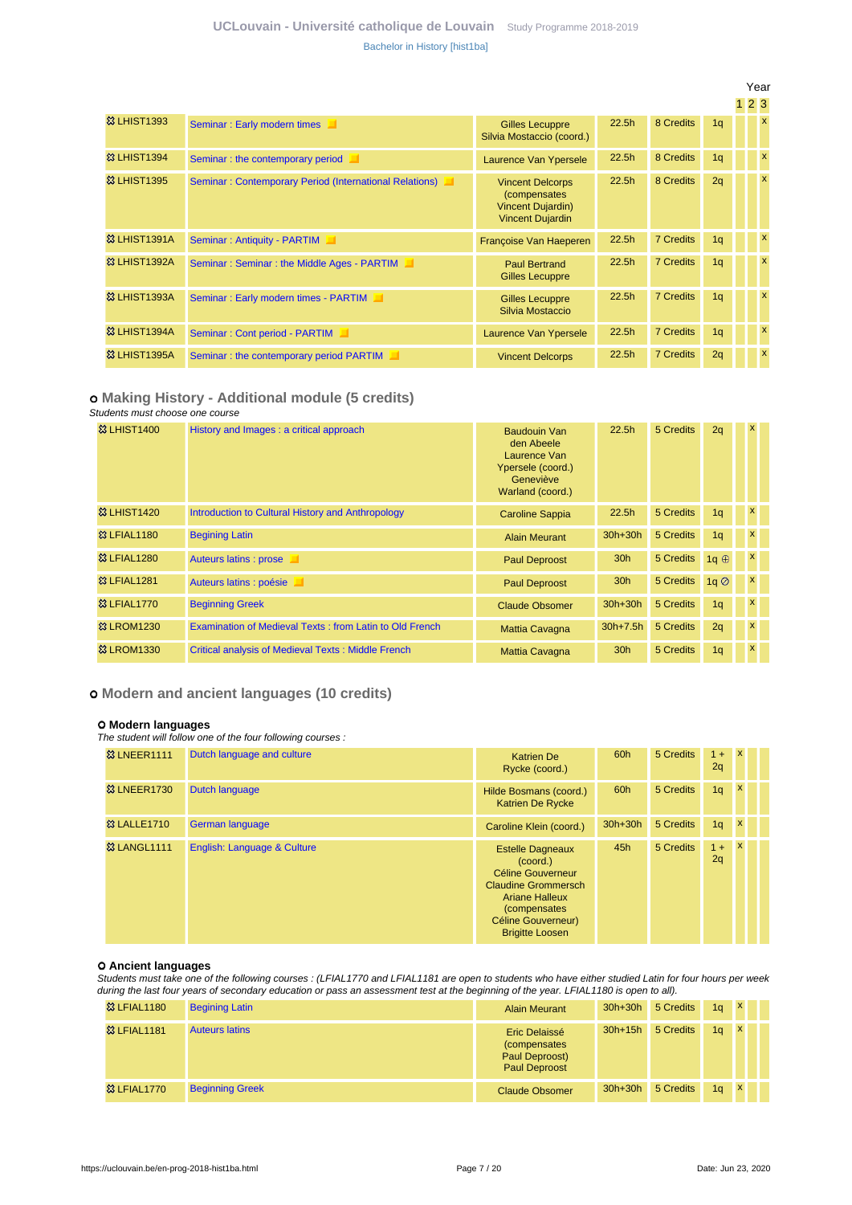| | | | | | | Year 1 | Year 2 | Year 3 |
|---|---|---|---|---|---|---|---|---|
| LHIST1393 | Seminar : Early modern times | Gilles Lecuppre<br>Silvia Mostaccio (coord.) | 22.5h | 8 Credits | 1q | | | x |
| LHIST1394 | Seminar : the contemporary period | Laurence Van Ypersele | 22.5h | 8 Credits | 1q | | | x |
| LHIST1395 | Seminar : Contemporary Period (International Relations) | Vincent Delcorps (compensates Vincent Dujardin)<br>Vincent Dujardin | 22.5h | 8 Credits | 2q | | | x |
| LHIST1391A | Seminar : Antiquity - PARTIM | Françoise Van Haeperen | 22.5h | 7 Credits | 1q | | | x |
| LHIST1392A | Seminar : Seminar : the Middle Ages - PARTIM | Paul Bertrand<br>Gilles Lecuppre | 22.5h | 7 Credits | 1q | | | x |
| LHIST1393A | Seminar : Early modern times - PARTIM | Gilles Lecuppre<br>Silvia Mostaccio | 22.5h | 7 Credits | 1q | | | x |
| LHIST1394A | Seminar : Cont period - PARTIM | Laurence Van Ypersele | 22.5h | 7 Credits | 1q | | | x |
| LHIST1395A | Seminar : the contemporary period PARTIM | Vincent Delcorps | 22.5h | 7 Credits | 2q | | | x |

### Making History - Additional module (5 credits)

*Students must choose one course*

| | | | | | | Year 1 | Year 2 | Year 3 |
|---|---|---|---|---|---|---|---|---|
| LHIST1400 | History and Images : a critical approach | Baudouin Van den Abeele<br>Laurence Van Ypersele (coord.)<br>Geneviève Warland (coord.) | 22.5h | 5 Credits | 2q | | x | |
| LHIST1420 | Introduction to Cultural History and Anthropology | Caroline Sappia | 22.5h | 5 Credits | 1q | | x | |
| LFIAL1180 | Begining Latin | Alain Meurant | 30h+30h | 5 Credits | 1q | | x | |
| LFIAL1280 | Auteurs latins : prose | Paul Deproost | 30h | 5 Credits | 1q ⊕ | | x | |
| LFIAL1281 | Auteurs latins : poésie | Paul Deproost | 30h | 5 Credits | 1q ⊘ | | x | |
| LFIAL1770 | Beginning Greek | Claude Obsomer | 30h+30h | 5 Credits | 1q | | x | |
| LROM1230 | Examination of Medieval Texts : from Latin to Old French | Mattia Cavagna | 30h+7.5h | 5 Credits | 2q | | x | |
| LROM1330 | Critical analysis of Medieval Texts : Middle French | Mattia Cavagna | 30h | 5 Credits | 1q | | x | |

### Modern and ancient languages (10 credits)

#### Modern languages

*The student will follow one of the four following courses :*

| | | | | | | Year 1 | Year 2 | Year 3 |
|---|---|---|---|---|---|---|---|---|
| LNEER1111 | Dutch language and culture | Katrien De Rycke (coord.) | 60h | 5 Credits | 1 + 2q | x | | |
| LNEER1730 | Dutch language | Hilde Bosmans (coord.)<br>Katrien De Rycke | 60h | 5 Credits | 1q | x | | |
| LALLE1710 | German language | Caroline Klein (coord.) | 30h+30h | 5 Credits | 1q | x | | |
| LANGL1111 | English: Language & Culture | Estelle Dagneaux (coord.)<br>Céline Gouverneur<br>Claudine Grommersch<br>Ariane Halleux (compensates Céline Gouverneur)<br>Brigitte Loosen | 45h | 5 Credits | 1 + 2q | x | | |

#### Ancient languages

*Students must take one of the following courses : (LFIAL1770 and LFIAL1181 are open to students who have either studied Latin for four hours per week during the last four years of secondary education or pass an assessment test at the beginning of the year. LFIAL1180 is open to all).*

| | | | | | | Year 1 | Year 2 | Year 3 |
|---|---|---|---|---|---|---|---|---|
| LFIAL1180 | Begining Latin | Alain Meurant | 30h+30h | 5 Credits | 1q | x | | |
| LFIAL1181 | Auteurs latins | Eric Delaissé (compensates Paul Deproost)<br>Paul Deproost | 30h+15h | 5 Credits | 1q | x | | |
| LFIAL1770 | Beginning Greek | Claude Obsomer | 30h+30h | 5 Credits | 1q | x | | |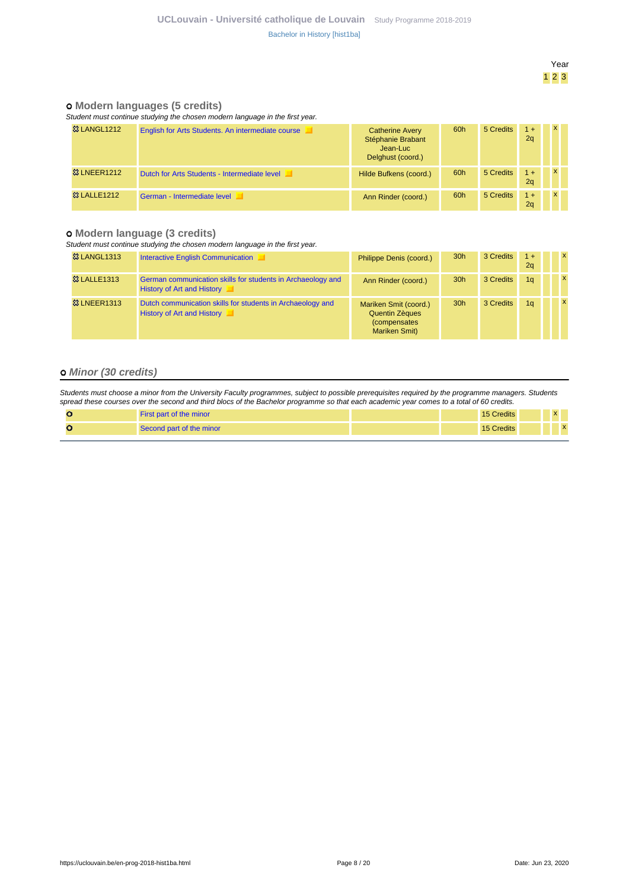| | | | | | | | Year | |
|---|---|---|---|---|---|---|---|---|
| | | | | | | 1 | 2 | 3 |

### Modern languages (5 credits)

*Student must continue studying the chosen modern language in the first year.*

| | | | | | | 1 | 2 | 3 |
|---|---|---|---|---|---|---|---|---|
| LANGL1212 | English for Arts Students. An intermediate course | Catherine Avery Stéphanie Brabant Jean-Luc Delghust (coord.) | 60h | 5 Credits | 1 + 2q | | x | |
| LNEER1212 | Dutch for Arts Students - Intermediate level | Hilde Bufkens (coord.) | 60h | 5 Credits | 1 + 2q | | x | |
| LALLE1212 | German - Intermediate level | Ann Rinder (coord.) | 60h | 5 Credits | 1 + 2q | | x | |

### Modern language (3 credits)

*Student must continue studying the chosen modern language in the first year.*

| | | | | | | 1 | 2 | 3 |
|---|---|---|---|---|---|---|---|---|
| LANGL1313 | Interactive English Communication | Philippe Denis (coord.) | 30h | 3 Credits | 1 + 2q | | | x |
| LALLE1313 | German communication skills for students in Archaeology and History of Art and History | Ann Rinder (coord.) | 30h | 3 Credits | 1q | | | x |
| LNEER1313 | Dutch communication skills for students in Archaeology and History of Art and History | Mariken Smit (coord.) Quentin Zèques (compensates Mariken Smit) | 30h | 3 Credits | 1q | | | x |

### *Minor (30 credits)*

*Students must choose a minor from the University Faculty programmes, subject to possible prerequisites required by the programme managers. Students spread these courses over the second and third blocs of the Bachelor programme so that each academic year comes to a total of 60 credits.*

| | | | | | | 1 | 2 | 3 |
|---|---|---|---|---|---|---|---|---|
| | First part of the minor | | | 15 Credits | | | x | |
| | Second part of the minor | | | 15 Credits | | | | x |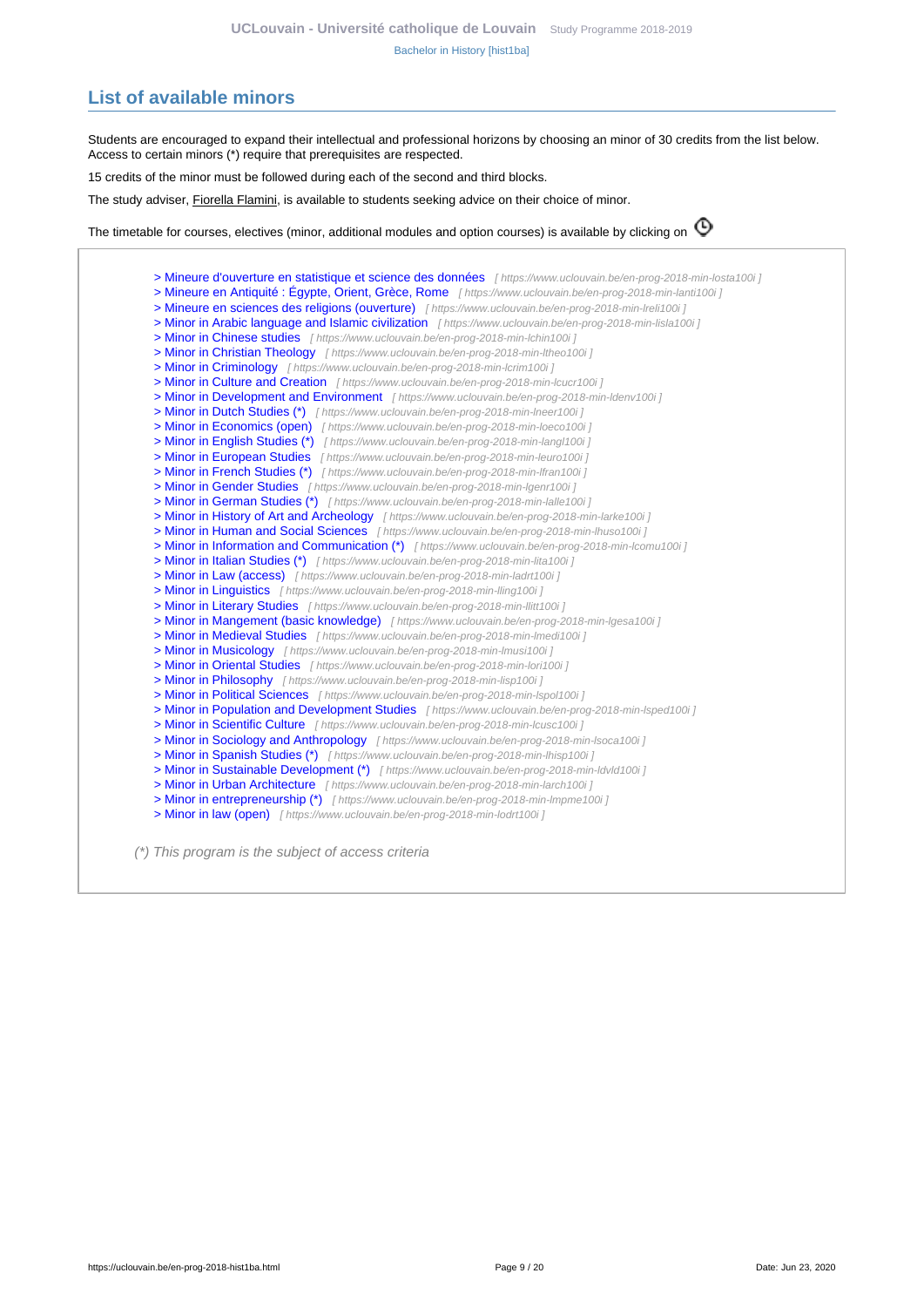## List of available minors

Students are encouraged to expand their intellectual and professional horizons by choosing an minor of 30 credits from the list below. Access to certain minors (*) require that prerequisites are respected.

15 credits of the minor must be followed during each of the second and third blocks.

The study adviser, Fiorella Flamini, is available to students seeking advice on their choice of minor.

The timetable for courses, electives (minor, additional modules and option courses) is available by clicking on

> Mineure d'ouverture en statistique et science des données [ https://www.uclouvain.be/en-prog-2018-min-losta100i ]
> Mineure en Antiquité : Égypte, Orient, Grèce, Rome [ https://www.uclouvain.be/en-prog-2018-min-lanti100i ]
> Mineure en sciences des religions (ouverture) [ https://www.uclouvain.be/en-prog-2018-min-lreli100i ]
> Minor in Arabic language and Islamic civilization [ https://www.uclouvain.be/en-prog-2018-min-lisla100i ]
> Minor in Chinese studies [ https://www.uclouvain.be/en-prog-2018-min-lchin100i ]
> Minor in Christian Theology [ https://www.uclouvain.be/en-prog-2018-min-ltheo100i ]
> Minor in Criminology [ https://www.uclouvain.be/en-prog-2018-min-lcrim100i ]
> Minor in Culture and Creation [ https://www.uclouvain.be/en-prog-2018-min-lcucr100i ]
> Minor in Development and Environment [ https://www.uclouvain.be/en-prog-2018-min-ldenv100i ]
> Minor in Dutch Studies (*) [ https://www.uclouvain.be/en-prog-2018-min-lneer100i ]
> Minor in Economics (open) [ https://www.uclouvain.be/en-prog-2018-min-loeco100i ]
> Minor in English Studies (*) [ https://www.uclouvain.be/en-prog-2018-min-langl100i ]
> Minor in European Studies [ https://www.uclouvain.be/en-prog-2018-min-leuro100i ]
> Minor in French Studies (*) [ https://www.uclouvain.be/en-prog-2018-min-lfran100i ]
> Minor in Gender Studies [ https://www.uclouvain.be/en-prog-2018-min-lgenr100i ]
> Minor in German Studies (*) [ https://www.uclouvain.be/en-prog-2018-min-lalle100i ]
> Minor in History of Art and Archeology [ https://www.uclouvain.be/en-prog-2018-min-larke100i ]
> Minor in Human and Social Sciences [ https://www.uclouvain.be/en-prog-2018-min-lhuso100i ]
> Minor in Information and Communication (*) [ https://www.uclouvain.be/en-prog-2018-min-lcomu100i ]
> Minor in Italian Studies (*) [ https://www.uclouvain.be/en-prog-2018-min-lita100i ]
> Minor in Law (access) [ https://www.uclouvain.be/en-prog-2018-min-ladrt100i ]
> Minor in Linguistics [ https://www.uclouvain.be/en-prog-2018-min-lling100i ]
> Minor in Literary Studies [ https://www.uclouvain.be/en-prog-2018-min-llitt100i ]
> Minor in Mangement (basic knowledge) [ https://www.uclouvain.be/en-prog-2018-min-lgesa100i ]
> Minor in Medieval Studies [ https://www.uclouvain.be/en-prog-2018-min-lmedi100i ]
> Minor in Musicology [ https://www.uclouvain.be/en-prog-2018-min-lmusi100i ]
> Minor in Oriental Studies [ https://www.uclouvain.be/en-prog-2018-min-lori100i ]
> Minor in Philosophy [ https://www.uclouvain.be/en-prog-2018-min-lisp100i ]
> Minor in Political Sciences [ https://www.uclouvain.be/en-prog-2018-min-lspol100i ]
> Minor in Population and Development Studies [ https://www.uclouvain.be/en-prog-2018-min-lsped100i ]
> Minor in Scientific Culture [ https://www.uclouvain.be/en-prog-2018-min-lcusc100i ]
> Minor in Sociology and Anthropology [ https://www.uclouvain.be/en-prog-2018-min-lsoca100i ]
> Minor in Spanish Studies (*) [ https://www.uclouvain.be/en-prog-2018-min-lhisp100i ]
> Minor in Sustainable Development (*) [ https://www.uclouvain.be/en-prog-2018-min-ldvld100i ]
> Minor in Urban Architecture [ https://www.uclouvain.be/en-prog-2018-min-larch100i ]
> Minor in entrepreneurship (*) [ https://www.uclouvain.be/en-prog-2018-min-lmpme100i ]
> Minor in law (open) [ https://www.uclouvain.be/en-prog-2018-min-lodrt100i ]

*(*) This program is the subject of access criteria*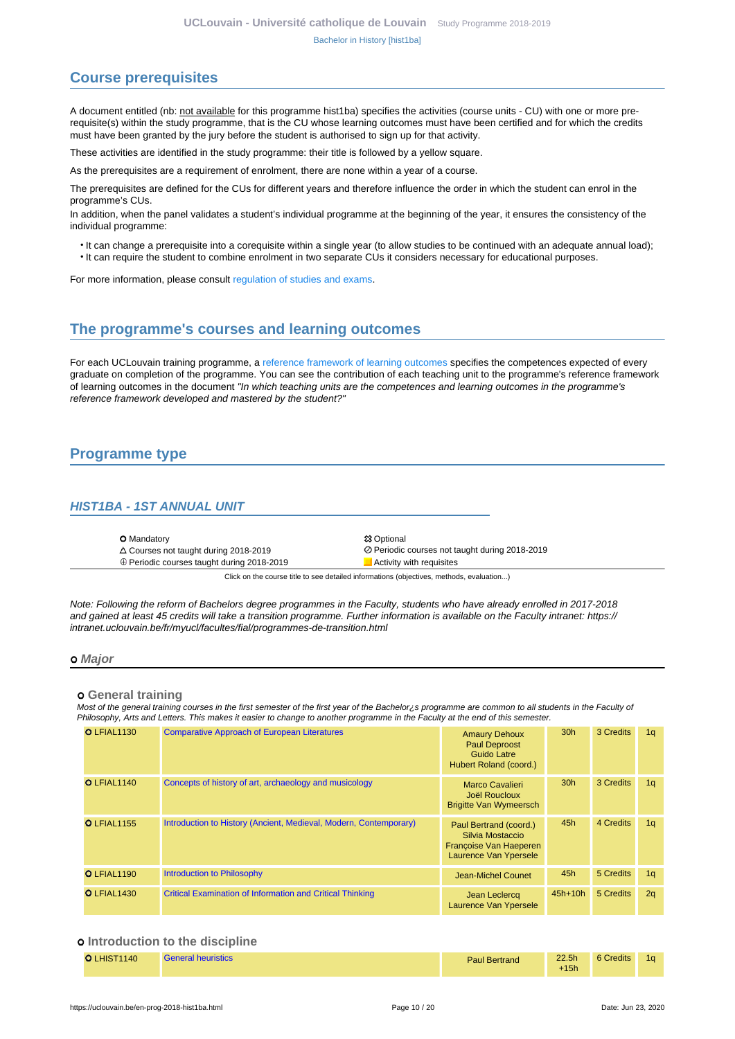## Course prerequisites

A document entitled (nb: not available for this programme hist1ba) specifies the activities (course units - CU) with one or more pre-requisite(s) within the study programme, that is the CU whose learning outcomes must have been certified and for which the credits must have been granted by the jury before the student is authorised to sign up for that activity.

These activities are identified in the study programme: their title is followed by a yellow square.

As the prerequisites are a requirement of enrolment, there are none within a year of a course.

The prerequisites are defined for the CUs for different years and therefore influence the order in which the student can enrol in the programme's CUs.

In addition, when the panel validates a student's individual programme at the beginning of the year, it ensures the consistency of the individual programme:

- It can change a prerequisite into a corequisite within a single year (to allow studies to be continued with an adequate annual load);
- It can require the student to combine enrolment in two separate CUs it considers necessary for educational purposes.

For more information, please consult regulation of studies and exams.

## The programme's courses and learning outcomes

For each UCLouvain training programme, a reference framework of learning outcomes specifies the competences expected of every graduate on completion of the programme. You can see the contribution of each teaching unit to the programme's reference framework of learning outcomes in the document *"In which teaching units are the competences and learning outcomes in the programme's reference framework developed and mastered by the student?"*

## Programme type

### HIST1BA - 1ST ANNUAL UNIT

| | |
|---|---|
| ○ Mandatory | ✲ Optional |
| △ Courses not taught during 2018-2019 | ⊘ Periodic courses not taught during 2018-2019 |
| ⊕ Periodic courses taught during 2018-2019 | Activity with requisites |

Click on the course title to see detailed informations (objectives, methods, evaluation...)

*Note: Following the reform of Bachelors degree programmes in the Faculty, students who have already enrolled in 2017-2018 and gained at least 45 credits will take a transition programme. Further information is available on the Faculty intranet: https://intranet.uclouvain.be/fr/myucl/facultes/fial/programmes-de-transition.html*

#### ○ Major

##### ○ General training

*Most of the general training courses in the first semester of the first year of the Bachelor¿s programme are common to all students in the Faculty of Philosophy, Arts and Letters. This makes it easier to change to another programme in the Faculty at the end of this semester.*

| | | | | | |
|---|---|---|---|---|---|
| ○ LFIAL1130 | Comparative Approach of European Literatures | Amaury Dehoux<br>Paul Deproost<br>Guido Latre<br>Hubert Roland (coord.) | 30h | 3 Credits | 1q |
| ○ LFIAL1140 | Concepts of history of art, archaeology and musicology | Marco Cavalieri<br>Joël Roucloux<br>Brigitte Van Wymeersch | 30h | 3 Credits | 1q |
| ○ LFIAL1155 | Introduction to History (Ancient, Medieval, Modern, Contemporary) | Paul Bertrand (coord.)<br>Silvia Mostaccio<br>Françoise Van Haeperen<br>Laurence Van Ypersele | 45h | 4 Credits | 1q |
| ○ LFIAL1190 | Introduction to Philosophy | Jean-Michel Counet | 45h | 5 Credits | 1q |
| ○ LFIAL1430 | Critical Examination of Information and Critical Thinking | Jean Leclercq<br>Laurence Van Ypersele | 45h+10h | 5 Credits | 2q |

##### ○ Introduction to the discipline

| | | | | | |
|---|---|---|---|---|---|
| ○ LHIST1140 | General heuristics | Paul Bertrand | 22.5h +15h | 6 Credits | 1q |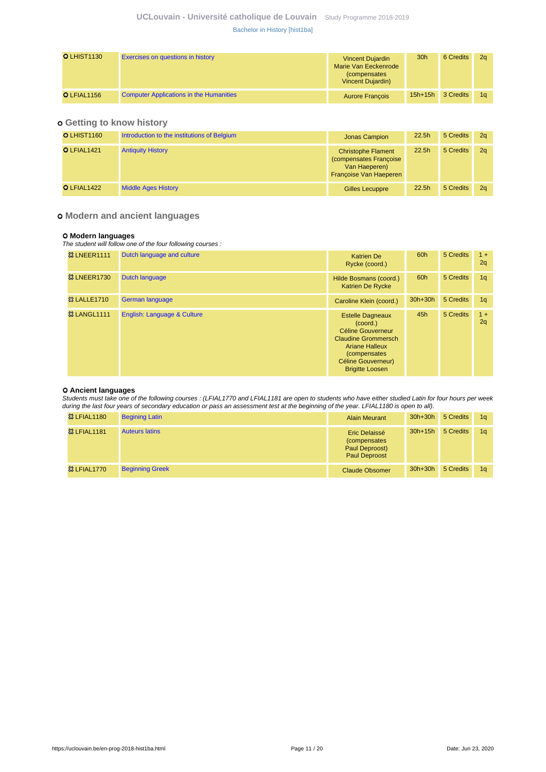| | | | | | |
|---|---|---|---|---|---|
| O LHIST1130 | Exercises on questions in history | Vincent Dujardin Marie Van Eeckenrode (compensates Vincent Dujardin) | 30h | 6 Credits | 2q |
| O LFIAL1156 | Computer Applications in the Humanities | Aurore François | 15h+15h | 3 Credits | 1q |

## o Getting to know history

| | | | | | |
|---|---|---|---|---|---|
| O LHIST1160 | Introduction to the institutions of Belgium | Jonas Campion | 22.5h | 5 Credits | 2q |
| O LFIAL1421 | Antiquity History | Christophe Flament (compensates Françoise Van Haeperen) Françoise Van Haeperen | 22.5h | 5 Credits | 2q |
| O LFIAL1422 | Middle Ages History | Gilles Lecuppre | 22.5h | 5 Credits | 2q |

## o Modern and ancient languages

### O Modern languages

*The student will follow one of the four following courses :*

| | | | | | |
|---|---|---|---|---|---|
| ଓ LNEER1111 | Dutch language and culture | Katrien De Rycke (coord.) | 60h | 5 Credits | 1 + 2q |
| ଓ LNEER1730 | Dutch language | Hilde Bosmans (coord.) Katrien De Rycke | 60h | 5 Credits | 1q |
| ଓ LALLE1710 | German language | Caroline Klein (coord.) | 30h+30h | 5 Credits | 1q |
| ଓ LANGL1111 | English: Language & Culture | Estelle Dagneaux (coord.) Céline Gouverneur Claudine Grommersch Ariane Halleux (compensates Céline Gouverneur) Brigitte Loosen | 45h | 5 Credits | 1 + 2q |

### O Ancient languages

*Students must take one of the following courses : (LFIAL1770 and LFIAL1181 are open to students who have either studied Latin for four hours per week during the last four years of secondary education or pass an assessment test at the beginning of the year. LFIAL1180 is open to all).*

| | | | | | |
|---|---|---|---|---|---|
| ଓ LFIAL1180 | Begining Latin | Alain Meurant | 30h+30h | 5 Credits | 1q |
| ଓ LFIAL1181 | Auteurs latins | Eric Delaissé (compensates Paul Deproost) Paul Deproost | 30h+15h | 5 Credits | 1q |
| ଓ LFIAL1770 | Beginning Greek | Claude Obsomer | 30h+30h | 5 Credits | 1q |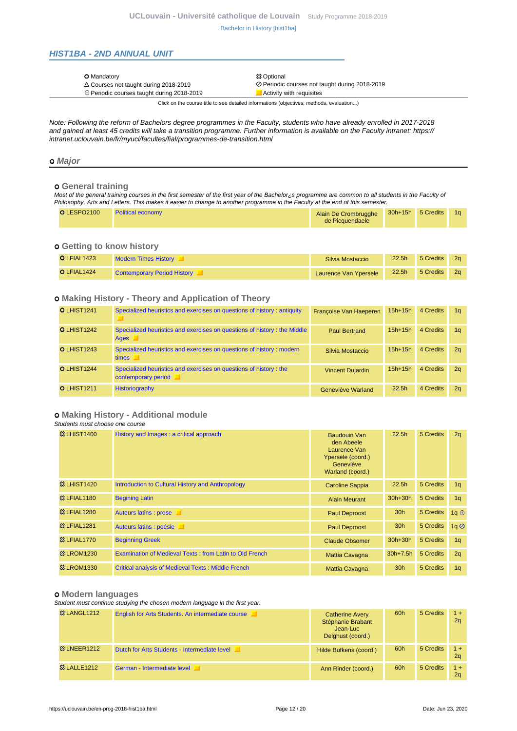## HIST1BA - 2ND ANNUAL UNIT

| | |
|---|---|
| ⭘ Mandatory | ⚇ Optional |
| △ Courses not taught during 2018-2019 | ⊘ Periodic courses not taught during 2018-2019 |
| ⊕ Periodic courses taught during 2018-2019 | Activity with requisites |

Click on the course title to see detailed informations (objectives, methods, evaluation...)

*Note: Following the reform of Bachelors degree programmes in the Faculty, students who have already enrolled in 2017-2018 and gained at least 45 credits will take a transition programme. Further information is available on the Faculty intranet: https://intranet.uclouvain.be/fr/myucl/facultes/fial/programmes-de-transition.html*

### ⭘ Major

#### ⭘ General training

*Most of the general training courses in the first semester of the first year of the Bachelor¿s programme are common to all students in the Faculty of Philosophy, Arts and Letters. This makes it easier to change to another programme in the Faculty at the end of this semester.*

| | | | | | |
|---|---|---|---|---|---|
| ⭘ LESPO2100 | Political economy | Alain De Crombrugghe de Picquendaele | 30h+15h | 5 Credits | 1q |

#### ⭘ Getting to know history

| | | | | | |
|---|---|---|---|---|---|
| ⭘ LFIAL1423 | Modern Times History | Silvia Mostaccio | 22.5h | 5 Credits | 2q |
| ⭘ LFIAL1424 | Contemporary Period History | Laurence Van Ypersele | 22.5h | 5 Credits | 2q |

#### ⭘ Making History - Theory and Application of Theory

| | | | | | |
|---|---|---|---|---|---|
| ⭘ LHIST1241 | Specialized heuristics and exercises on questions of history : antiquity | Françoise Van Haeperen | 15h+15h | 4 Credits | 1q |
| ⭘ LHIST1242 | Specialized heuristics and exercises on questions of history : the Middle Ages | Paul Bertrand | 15h+15h | 4 Credits | 1q |
| ⭘ LHIST1243 | Specialized heuristics and exercises on questions of history : modern times | Silvia Mostaccio | 15h+15h | 4 Credits | 2q |
| ⭘ LHIST1244 | Specialized heuristics and exercises on questions of history : the contemporary period | Vincent Dujardin | 15h+15h | 4 Credits | 2q |
| ⭘ LHIST1211 | Historiography | Geneviève Warland | 22.5h | 4 Credits | 2q |

#### ⭘ Making History - Additional module

Students must choose one course

| | | | | | |
|---|---|---|---|---|---|
| ⚇ LHIST1400 | History and Images : a critical approach | Baudouin Van den Abeele, Laurence Van Ypersele (coord.), Geneviève Warland (coord.) | 22.5h | 5 Credits | 2q |
| ⚇ LHIST1420 | Introduction to Cultural History and Anthropology | Caroline Sappia | 22.5h | 5 Credits | 1q |
| ⚇ LFIAL1180 | Begining Latin | Alain Meurant | 30h+30h | 5 Credits | 1q |
| ⚇ LFIAL1280 | Auteurs latins : prose | Paul Deproost | 30h | 5 Credits | 1q ⊕ |
| ⚇ LFIAL1281 | Auteurs latins : poésie | Paul Deproost | 30h | 5 Credits | 1q ⊘ |
| ⚇ LFIAL1770 | Beginning Greek | Claude Obsomer | 30h+30h | 5 Credits | 1q |
| ⚇ LROM1230 | Examination of Medieval Texts : from Latin to Old French | Mattia Cavagna | 30h+7.5h | 5 Credits | 2q |
| ⚇ LROM1330 | Critical analysis of Medieval Texts : Middle French | Mattia Cavagna | 30h | 5 Credits | 1q |

#### ⭘ Modern languages

Student must continue studying the chosen modern language in the first year.

| | | | | | |
|---|---|---|---|---|---|
| ⚇ LANGL1212 | English for Arts Students. An intermediate course | Catherine Avery, Stéphanie Brabant, Jean-Luc Delghust (coord.) | 60h | 5 Credits | 1 + 2q |
| ⚇ LNEER1212 | Dutch for Arts Students - Intermediate level | Hilde Bufkens (coord.) | 60h | 5 Credits | 1 + 2q |
| ⚇ LALLE1212 | German - Intermediate level | Ann Rinder (coord.) | 60h | 5 Credits | 1 + 2q |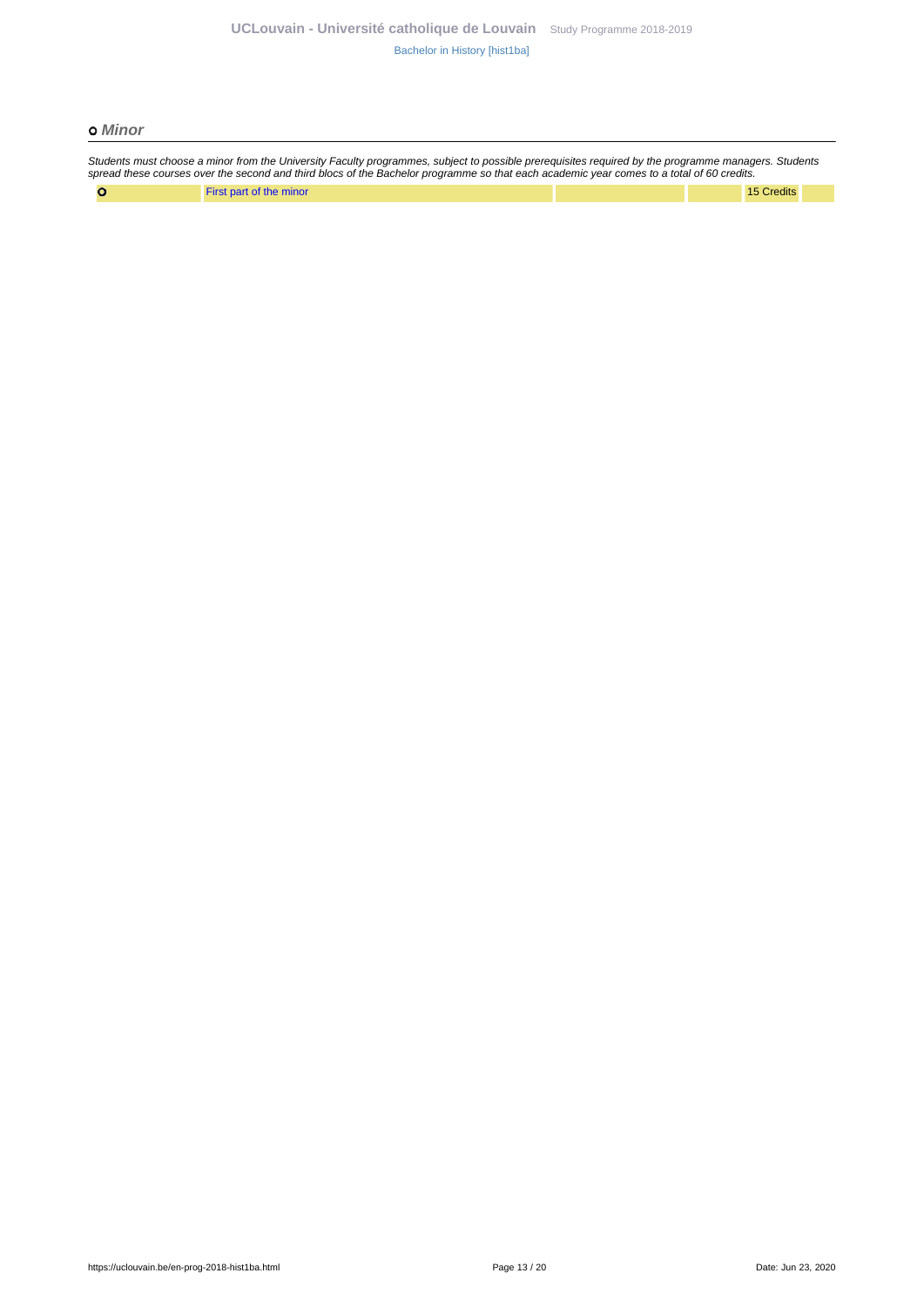## Minor

*Students must choose a minor from the University Faculty programmes, subject to possible prerequisites required by the programme managers. Students spread these courses over the second and third blocs of the Bachelor programme so that each academic year comes to a total of 60 credits.*

| | | | | | |
|---|---|---|---|---|---|
| | First part of the minor | | | 15 Credits | |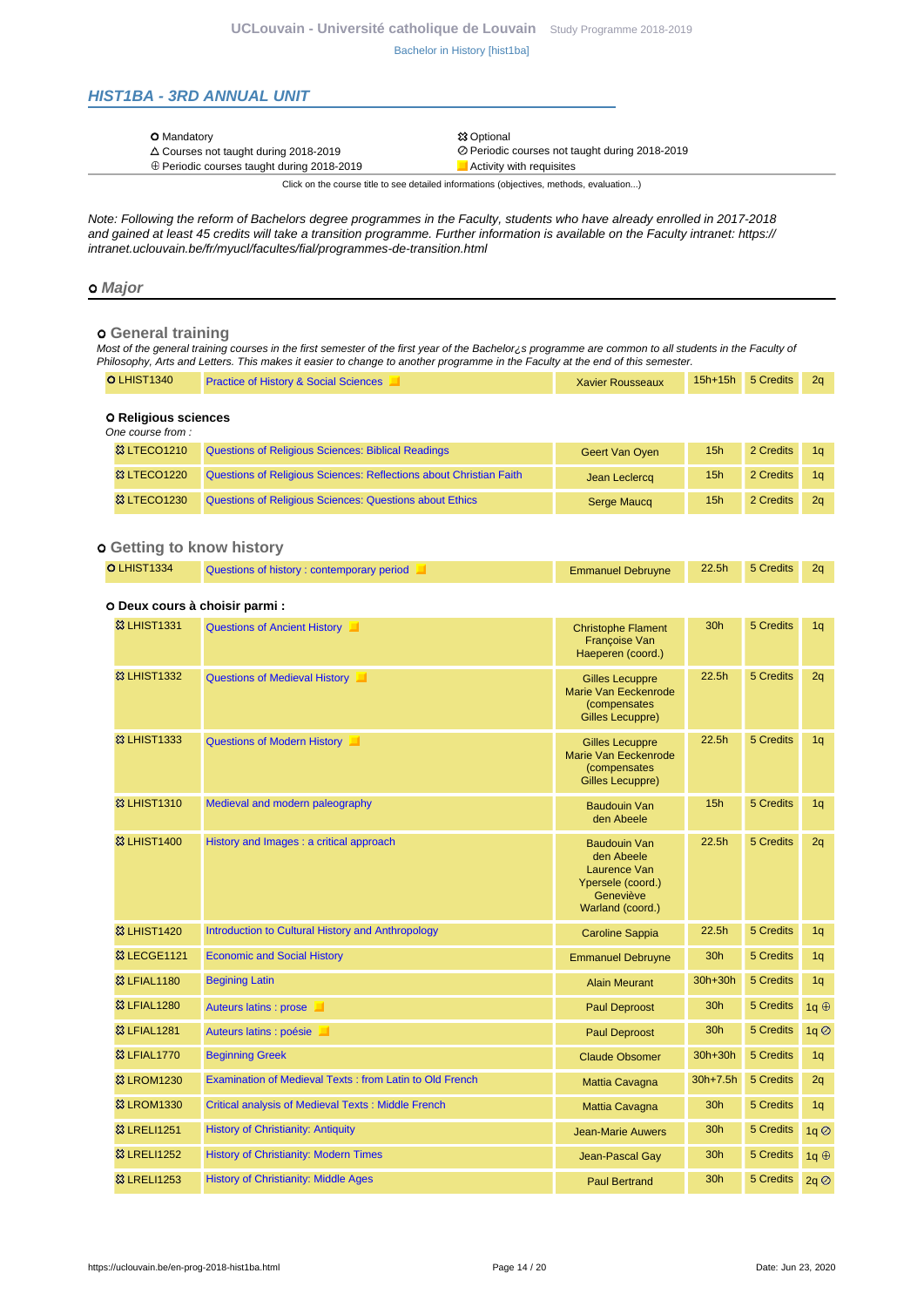## HIST1BA - 3RD ANNUAL UNIT

| | |
|---|---|
| ⭘ Mandatory | ⚭ Optional |
| △ Courses not taught during 2018-2019 | ⊘ Periodic courses not taught during 2018-2019 |
| ⊕ Periodic courses taught during 2018-2019 | Activity with requisites |

Click on the course title to see detailed informations (objectives, methods, evaluation...)

*Note: Following the reform of Bachelors degree programmes in the Faculty, students who have already enrolled in 2017-2018 and gained at least 45 credits will take a transition programme. Further information is available on the Faculty intranet: https://intranet.uclouvain.be/fr/myucl/facultes/fial/programmes-de-transition.html*

### ⭘ Major

#### ⭘ General training

*Most of the general training courses in the first semester of the first year of the Bachelor¿s programme are common to all students in the Faculty of Philosophy, Arts and Letters. This makes it easier to change to another programme in the Faculty at the end of this semester.*

| | | | | | |
|---|---|---|---|---|---|
| ⭘ LHIST1340 | Practice of History & Social Sciences | Xavier Rousseaux | 15h+15h | 5 Credits | 2q |

**⭘ Religious sciences**

*One course from :*

| | | | | | |
|---|---|---|---|---|---|
| ⚭ LTECO1210 | Questions of Religious Sciences: Biblical Readings | Geert Van Oyen | 15h | 2 Credits | 1q |
| ⚭ LTECO1220 | Questions of Religious Sciences: Reflections about Christian Faith | Jean Leclercq | 15h | 2 Credits | 1q |
| ⚭ LTECO1230 | Questions of Religious Sciences: Questions about Ethics | Serge Maucq | 15h | 2 Credits | 2q |

#### ⭘ Getting to know history

| | | | | | |
|---|---|---|---|---|---|
| ⭘ LHIST1334 | Questions of history : contemporary period | Emmanuel Debruyne | 22.5h | 5 Credits | 2q |

**⭘ Deux cours à choisir parmi :**

| | | | | | |
|---|---|---|---|---|---|
| ⚭ LHIST1331 | Questions of Ancient History | Christophe Flament Françoise Van Haeperen (coord.) | 30h | 5 Credits | 1q |
| ⚭ LHIST1332 | Questions of Medieval History | Gilles Lecuppre Marie Van Eeckenrode (compensates Gilles Lecuppre) | 22.5h | 5 Credits | 2q |
| ⚭ LHIST1333 | Questions of Modern History | Gilles Lecuppre Marie Van Eeckenrode (compensates Gilles Lecuppre) | 22.5h | 5 Credits | 1q |
| ⚭ LHIST1310 | Medieval and modern paleography | Baudouin Van den Abeele | 15h | 5 Credits | 1q |
| ⚭ LHIST1400 | History and Images : a critical approach | Baudouin Van den Abeele Laurence Van Ypersele (coord.) Geneviève Warland (coord.) | 22.5h | 5 Credits | 2q |
| ⚭ LHIST1420 | Introduction to Cultural History and Anthropology | Caroline Sappia | 22.5h | 5 Credits | 1q |
| ⚭ LECGE1121 | Economic and Social History | Emmanuel Debruyne | 30h | 5 Credits | 1q |
| ⚭ LFIAL1180 | Begining Latin | Alain Meurant | 30h+30h | 5 Credits | 1q |
| ⚭ LFIAL1280 | Auteurs latins : prose | Paul Deproost | 30h | 5 Credits | 1q ⊕ |
| ⚭ LFIAL1281 | Auteurs latins : poésie | Paul Deproost | 30h | 5 Credits | 1q ⊘ |
| ⚭ LFIAL1770 | Beginning Greek | Claude Obsomer | 30h+30h | 5 Credits | 1q |
| ⚭ LROM1230 | Examination of Medieval Texts : from Latin to Old French | Mattia Cavagna | 30h+7.5h | 5 Credits | 2q |
| ⚭ LROM1330 | Critical analysis of Medieval Texts : Middle French | Mattia Cavagna | 30h | 5 Credits | 1q |
| ⚭ LRELI1251 | History of Christianity: Antiquity | Jean-Marie Auwers | 30h | 5 Credits | 1q ⊘ |
| ⚭ LRELI1252 | History of Christianity: Modern Times | Jean-Pascal Gay | 30h | 5 Credits | 1q ⊕ |
| ⚭ LRELI1253 | History of Christianity: Middle Ages | Paul Bertrand | 30h | 5 Credits | 2q ⊘ |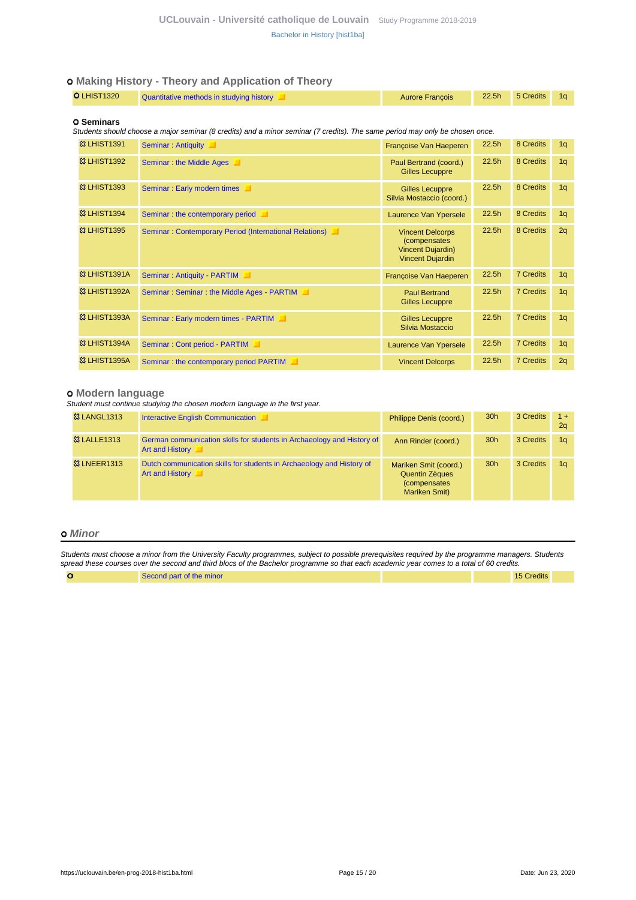### Making History - Theory and Application of Theory

| | | | | | |
|---|---|---|---|---|---|
| LHIST1320 | Quantitative methods in studying history | Aurore François | 22.5h | 5 Credits | 1q |

#### Seminars

*Students should choose a major seminar (8 credits) and a minor seminar (7 credits). The same period may only be chosen once.*

| | | | | | |
|---|---|---|---|---|---|
| LHIST1391 | Seminar : Antiquity | Françoise Van Haeperen | 22.5h | 8 Credits | 1q |
| LHIST1392 | Seminar : the Middle Ages | Paul Bertrand (coord.) Gilles Lecuppre | 22.5h | 8 Credits | 1q |
| LHIST1393 | Seminar : Early modern times | Gilles Lecuppre Silvia Mostaccio (coord.) | 22.5h | 8 Credits | 1q |
| LHIST1394 | Seminar : the contemporary period | Laurence Van Ypersele | 22.5h | 8 Credits | 1q |
| LHIST1395 | Seminar : Contemporary Period (International Relations) | Vincent Delcorps (compensates Vincent Dujardin) Vincent Dujardin | 22.5h | 8 Credits | 2q |
| LHIST1391A | Seminar : Antiquity - PARTIM | Françoise Van Haeperen | 22.5h | 7 Credits | 1q |
| LHIST1392A | Seminar : Seminar : the Middle Ages - PARTIM | Paul Bertrand Gilles Lecuppre | 22.5h | 7 Credits | 1q |
| LHIST1393A | Seminar : Early modern times - PARTIM | Gilles Lecuppre Silvia Mostaccio | 22.5h | 7 Credits | 1q |
| LHIST1394A | Seminar : Cont period - PARTIM | Laurence Van Ypersele | 22.5h | 7 Credits | 1q |
| LHIST1395A | Seminar : the contemporary period PARTIM | Vincent Delcorps | 22.5h | 7 Credits | 2q |

### Modern language

*Student must continue studying the chosen modern language in the first year.*

| | | | | | |
|---|---|---|---|---|---|
| LANGL1313 | Interactive English Communication | Philippe Denis (coord.) | 30h | 3 Credits | 1 + 2q |
| LALLE1313 | German communication skills for students in Archaeology and History of Art and History | Ann Rinder (coord.) | 30h | 3 Credits | 1q |
| LNEER1313 | Dutch communication skills for students in Archaeology and History of Art and History | Mariken Smit (coord.) Quentin Zèques (compensates Mariken Smit) | 30h | 3 Credits | 1q |

### *Minor*

*Students must choose a minor from the University Faculty programmes, subject to possible prerequisites required by the programme managers. Students spread these courses over the second and third blocs of the Bachelor programme so that each academic year comes to a total of 60 credits.*

| | | | | | |
|---|---|---|---|---|---|
| | Second part of the minor | | | 15 Credits | |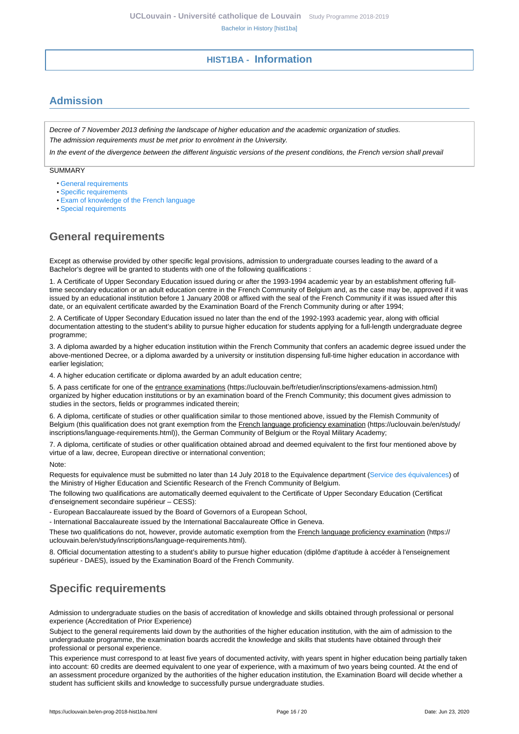# HIST1BA - Information

## Admission

*Decree of 7 November 2013 defining the landscape of higher education and the academic organization of studies.*
*The admission requirements must be met prior to enrolment in the University.*

*In the event of the divergence between the different linguistic versions of the present conditions, the French version shall prevail*

SUMMARY

- General requirements
- Specific requirements
- Exam of knowledge of the French language
- Special requirements

## General requirements

Except as otherwise provided by other specific legal provisions, admission to undergraduate courses leading to the award of a Bachelor's degree will be granted to students with one of the following qualifications :

1. A Certificate of Upper Secondary Education issued during or after the 1993-1994 academic year by an establishment offering full-time secondary education or an adult education centre in the French Community of Belgium and, as the case may be, approved if it was issued by an educational institution before 1 January 2008 or affixed with the seal of the French Community if it was issued after this date, or an equivalent certificate awarded by the Examination Board of the French Community during or after 1994;

2. A Certificate of Upper Secondary Education issued no later than the end of the 1992-1993 academic year, along with official documentation attesting to the student's ability to pursue higher education for students applying for a full-length undergraduate degree programme;

3. A diploma awarded by a higher education institution within the French Community that confers an academic degree issued under the above-mentioned Decree, or a diploma awarded by a university or institution dispensing full-time higher education in accordance with earlier legislation;

4. A higher education certificate or diploma awarded by an adult education centre;

5. A pass certificate for one of the entrance examinations (https://uclouvain.be/fr/etudier/inscriptions/examens-admission.html) organized by higher education institutions or by an examination board of the French Community; this document gives admission to studies in the sectors, fields or programmes indicated therein;

6. A diploma, certificate of studies or other qualification similar to those mentioned above, issued by the Flemish Community of Belgium (this qualification does not grant exemption from the French language proficiency examination (https://uclouvain.be/en/study/inscriptions/language-requirements.html)), the German Community of Belgium or the Royal Military Academy;

7. A diploma, certificate of studies or other qualification obtained abroad and deemed equivalent to the first four mentioned above by virtue of a law, decree, European directive or international convention;

Note:

Requests for equivalence must be submitted no later than 14 July 2018 to the Equivalence department (Service des équivalences) of the Ministry of Higher Education and Scientific Research of the French Community of Belgium.

The following two qualifications are automatically deemed equivalent to the Certificate of Upper Secondary Education (Certificat d'enseignement secondaire supérieur – CESS):

- European Baccalaureate issued by the Board of Governors of a European School,

- International Baccalaureate issued by the International Baccalaureate Office in Geneva.

These two qualifications do not, however, provide automatic exemption from the French language proficiency examination (https://uclouvain.be/en/study/inscriptions/language-requirements.html).

8. Official documentation attesting to a student's ability to pursue higher education (diplôme d'aptitude à accéder à l'enseignement supérieur - DAES), issued by the Examination Board of the French Community.

## Specific requirements

Admission to undergraduate studies on the basis of accreditation of knowledge and skills obtained through professional or personal experience (Accreditation of Prior Experience)

Subject to the general requirements laid down by the authorities of the higher education institution, with the aim of admission to the undergraduate programme, the examination boards accredit the knowledge and skills that students have obtained through their professional or personal experience.

This experience must correspond to at least five years of documented activity, with years spent in higher education being partially taken into account: 60 credits are deemed equivalent to one year of experience, with a maximum of two years being counted. At the end of an assessment procedure organized by the authorities of the higher education institution, the Examination Board will decide whether a student has sufficient skills and knowledge to successfully pursue undergraduate studies.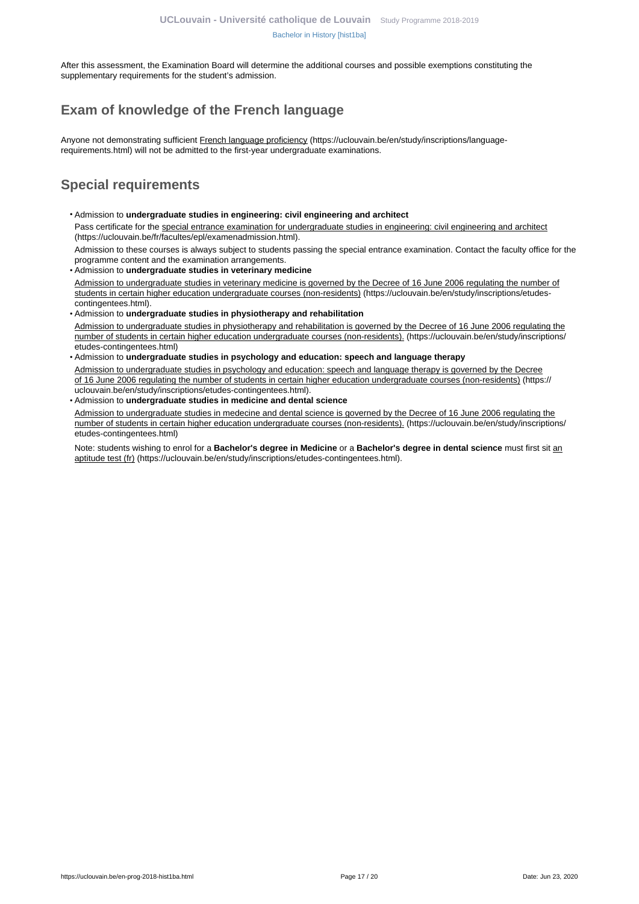After this assessment, the Examination Board will determine the additional courses and possible exemptions constituting the supplementary requirements for the student's admission.

## Exam of knowledge of the French language

Anyone not demonstrating sufficient French language proficiency (https://uclouvain.be/en/study/inscriptions/language-requirements.html) will not be admitted to the first-year undergraduate examinations.

## Special requirements

- Admission to **undergraduate studies in engineering: civil engineering and architect**

  Pass certificate for the special entrance examination for undergraduate studies in engineering: civil engineering and architect (https://uclouvain.be/fr/facultes/epl/examenadmission.html).

  Admission to these courses is always subject to students passing the special entrance examination. Contact the faculty office for the programme content and the examination arrangements.
- Admission to **undergraduate studies in veterinary medicine**

  Admission to undergraduate studies in veterinary medicine is governed by the Decree of 16 June 2006 regulating the number of students in certain higher education undergraduate courses (non-residents) (https://uclouvain.be/en/study/inscriptions/etudes-contingentees.html).
- Admission to **undergraduate studies in physiotherapy and rehabilitation**

  Admission to undergraduate studies in physiotherapy and rehabilitation is governed by the Decree of 16 June 2006 regulating the number of students in certain higher education undergraduate courses (non-residents). (https://uclouvain.be/en/study/inscriptions/etudes-contingentees.html)
- Admission to **undergraduate studies in psychology and education: speech and language therapy**

  Admission to undergraduate studies in psychology and education: speech and language therapy is governed by the Decree of 16 June 2006 regulating the number of students in certain higher education undergraduate courses (non-residents) (https://uclouvain.be/en/study/inscriptions/etudes-contingentees.html).
- Admission to **undergraduate studies in medicine and dental science**

  Admission to undergraduate studies in medecine and dental science is governed by the Decree of 16 June 2006 regulating the number of students in certain higher education undergraduate courses (non-residents). (https://uclouvain.be/en/study/inscriptions/etudes-contingentees.html)

  Note: students wishing to enrol for a **Bachelor's degree in Medicine** or a **Bachelor's degree in dental science** must first sit an aptitude test (fr) (https://uclouvain.be/en/study/inscriptions/etudes-contingentees.html).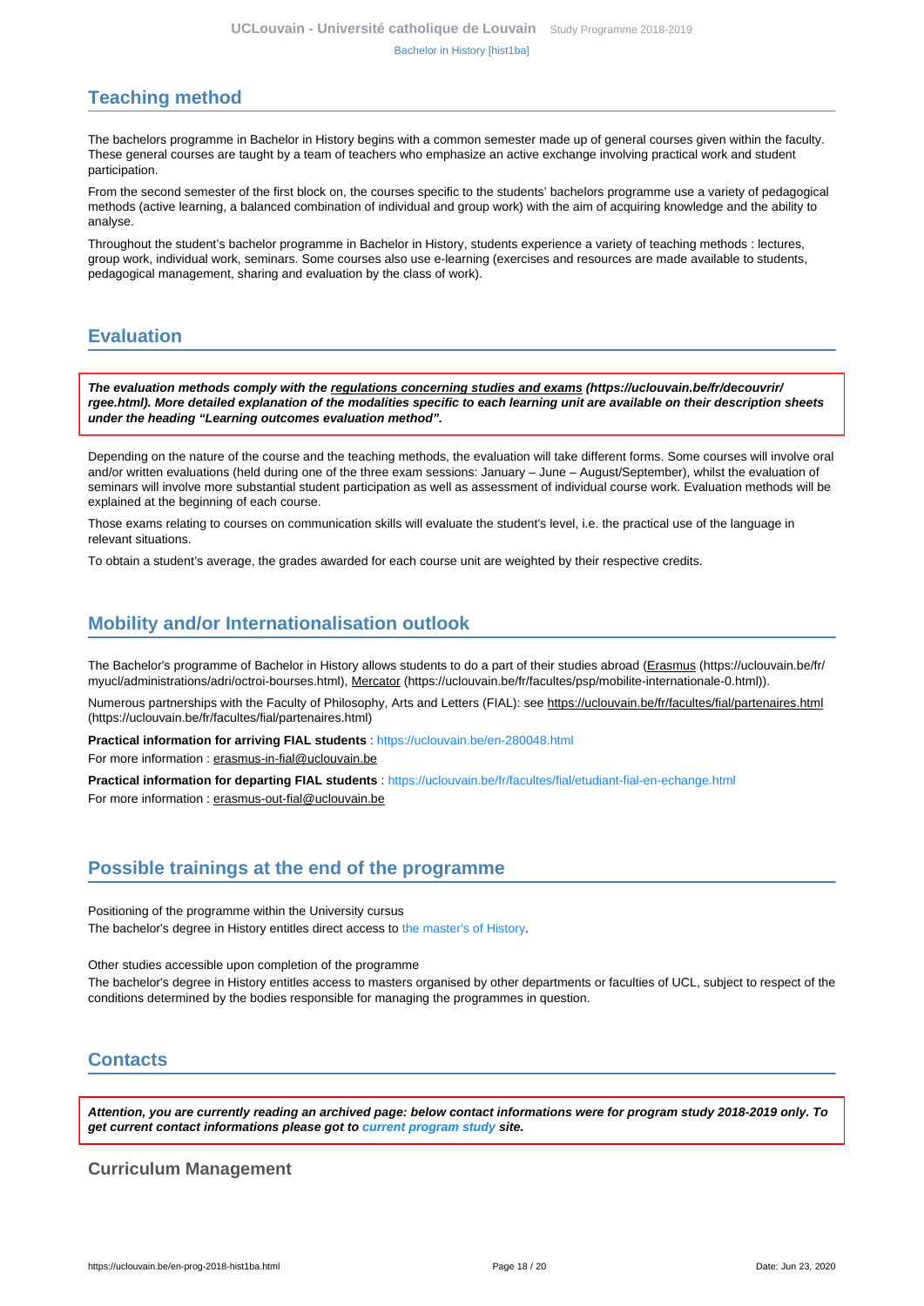## Teaching method

The bachelors programme in Bachelor in History begins with a common semester made up of general courses given within the faculty. These general courses are taught by a team of teachers who emphasize an active exchange involving practical work and student participation.

From the second semester of the first block on, the courses specific to the students' bachelors programme use a variety of pedagogical methods (active learning, a balanced combination of individual and group work) with the aim of acquiring knowledge and the ability to analyse.

Throughout the student's bachelor programme in Bachelor in History, students experience a variety of teaching methods : lectures, group work, individual work, seminars. Some courses also use e-learning (exercises and resources are made available to students, pedagogical management, sharing and evaluation by the class of work).

## Evaluation

***The evaluation methods comply with the regulations concerning studies and exams (https://uclouvain.be/fr/decouvrir/rgee.html). More detailed explanation of the modalities specific to each learning unit are available on their description sheets under the heading "Learning outcomes evaluation method".***

Depending on the nature of the course and the teaching methods, the evaluation will take different forms. Some courses will involve oral and/or written evaluations (held during one of the three exam sessions: January – June – August/September), whilst the evaluation of seminars will involve more substantial student participation as well as assessment of individual course work. Evaluation methods will be explained at the beginning of each course.

Those exams relating to courses on communication skills will evaluate the student's level, i.e. the practical use of the language in relevant situations.

To obtain a student's average, the grades awarded for each course unit are weighted by their respective credits.

## Mobility and/or Internationalisation outlook

The Bachelor's programme of Bachelor in History allows students to do a part of their studies abroad (Erasmus (https://uclouvain.be/fr/myucl/administrations/adri/octroi-bourses.html), Mercator (https://uclouvain.be/fr/facultes/psp/mobilite-internationale-0.html)).

Numerous partnerships with the Faculty of Philosophy, Arts and Letters (FIAL): see https://uclouvain.be/fr/facultes/fial/partenaires.html (https://uclouvain.be/fr/facultes/fial/partenaires.html)

**Practical information for arriving FIAL students** : https://uclouvain.be/en-280048.html

For more information : erasmus-in-fial@uclouvain.be

**Practical information for departing FIAL students** : https://uclouvain.be/fr/facultes/fial/etudiant-fial-en-echange.html

For more information : erasmus-out-fial@uclouvain.be

## Possible trainings at the end of the programme

Positioning of the programme within the University cursus

The bachelor's degree in History entitles direct access to the master's of History.

Other studies accessible upon completion of the programme

The bachelor's degree in History entitles access to masters organised by other departments or faculties of UCL, subject to respect of the conditions determined by the bodies responsible for managing the programmes in question.

## Contacts

***Attention, you are currently reading an archived page: below contact informations were for program study 2018-2019 only. To get current contact informations please got to current program study site.***

### Curriculum Management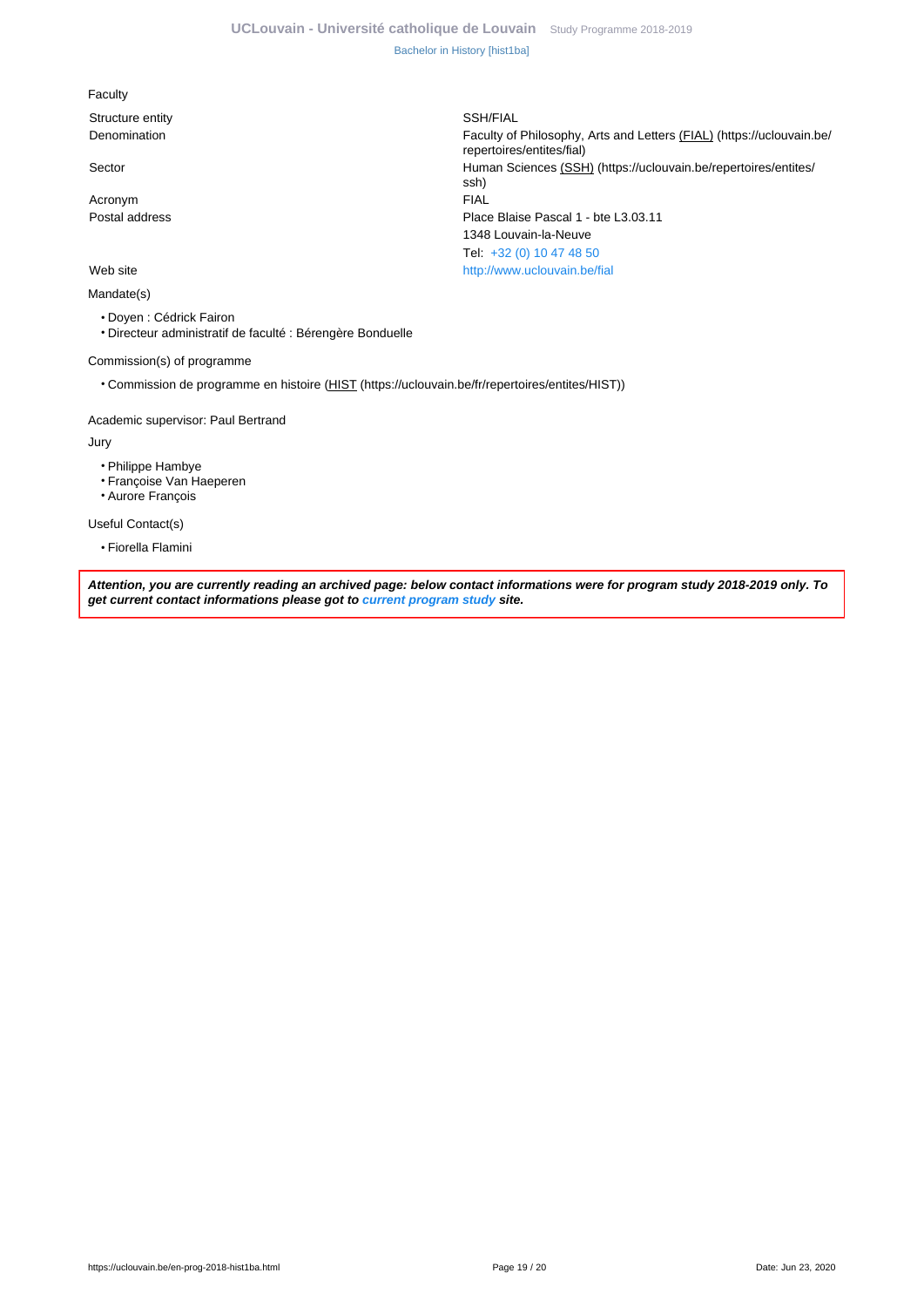Faculty

| | |
|---|---|
| Structure entity | SSH/FIAL |
| Denomination | Faculty of Philosophy, Arts and Letters (FIAL) (https://uclouvain.be/repertoires/entites/fial) |
| Sector | Human Sciences (SSH) (https://uclouvain.be/repertoires/entites/ssh) |
| Acronym | FIAL |
| Postal address | Place Blaise Pascal 1 - bte L3.03.11<br>1348 Louvain-la-Neuve<br>Tel: +32 (0) 10 47 48 50 |
| Web site | http://www.uclouvain.be/fial |

Mandate(s)

- Doyen : Cédrick Fairon
- Directeur administratif de faculté : Bérengère Bonduelle

Commission(s) of programme

- Commission de programme en histoire (HIST (https://uclouvain.be/fr/repertoires/entites/HIST))

Academic supervisor: Paul Bertrand

Jury

- Philippe Hambye
- Françoise Van Haeperen
- Aurore François

Useful Contact(s)

- Fiorella Flamini

***Attention, you are currently reading an archived page: below contact informations were for program study 2018-2019 only. To get current contact informations please got to current program study site.***